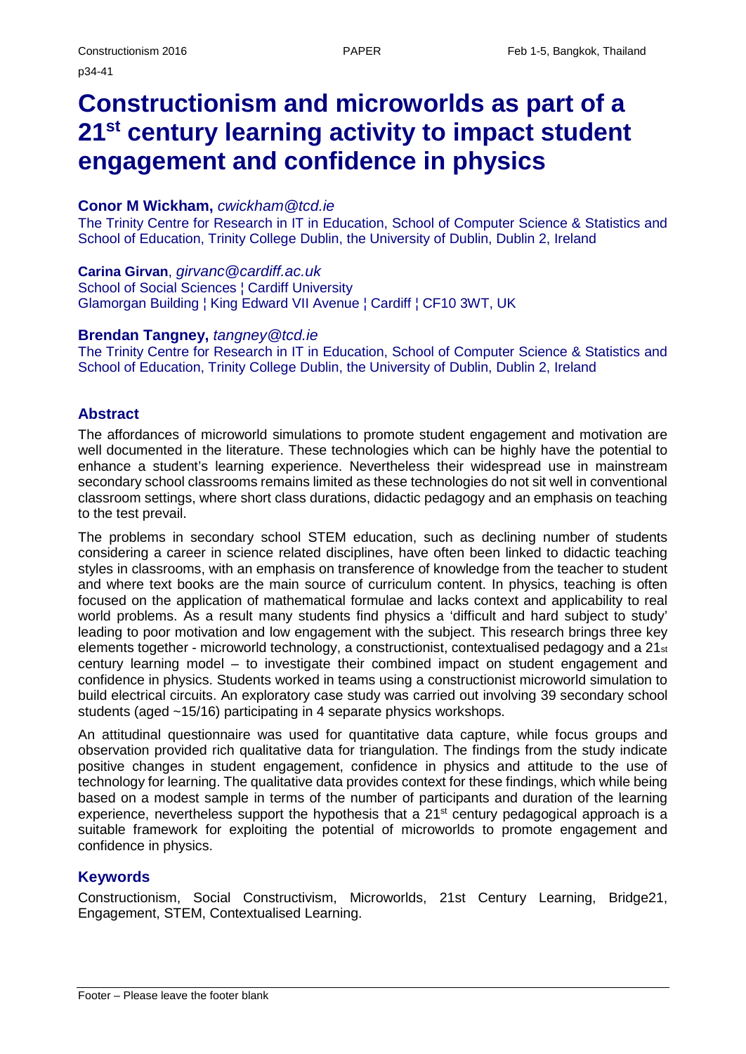# Constructionism and microworlds as part of a 21st century learning activity to impact student engagement and confidence in physics

**Conor M Wickham,** *cwickham@tcd.ie*
The Trinity Centre for Research in IT in Education, School of Computer Science & Statistics and School of Education, Trinity College Dublin, the University of Dublin, Dublin 2, Ireland

**Carina Girvan**, *girvanc@cardiff.ac.uk*
School of Social Sciences ¦ Cardiff University
Glamorgan Building ¦ King Edward VII Avenue ¦ Cardiff ¦ CF10 3WT, UK

**Brendan Tangney,** *tangney@tcd.ie*
The Trinity Centre for Research in IT in Education, School of Computer Science & Statistics and School of Education, Trinity College Dublin, the University of Dublin, Dublin 2, Ireland

## Abstract

The affordances of microworld simulations to promote student engagement and motivation are well documented in the literature. These technologies which can be highly have the potential to enhance a student's learning experience. Nevertheless their widespread use in mainstream secondary school classrooms remains limited as these technologies do not sit well in conventional classroom settings, where short class durations, didactic pedagogy and an emphasis on teaching to the test prevail.

The problems in secondary school STEM education, such as declining number of students considering a career in science related disciplines, have often been linked to didactic teaching styles in classrooms, with an emphasis on transference of knowledge from the teacher to student and where text books are the main source of curriculum content. In physics, teaching is often focused on the application of mathematical formulae and lacks context and applicability to real world problems. As a result many students find physics a 'difficult and hard subject to study' leading to poor motivation and low engagement with the subject. This research brings three key elements together - microworld technology, a constructionist, contextualised pedagogy and a 21st century learning model – to investigate their combined impact on student engagement and confidence in physics. Students worked in teams using a constructionist microworld simulation to build electrical circuits. An exploratory case study was carried out involving 39 secondary school students (aged ~15/16) participating in 4 separate physics workshops.

An attitudinal questionnaire was used for quantitative data capture, while focus groups and observation provided rich qualitative data for triangulation. The findings from the study indicate positive changes in student engagement, confidence in physics and attitude to the use of technology for learning. The qualitative data provides context for these findings, which while being based on a modest sample in terms of the number of participants and duration of the learning experience, nevertheless support the hypothesis that a 21st century pedagogical approach is a suitable framework for exploiting the potential of microworlds to promote engagement and confidence in physics.

## Keywords

Constructionism, Social Constructivism, Microworlds, 21st Century Learning, Bridge21, Engagement, STEM, Contextualised Learning.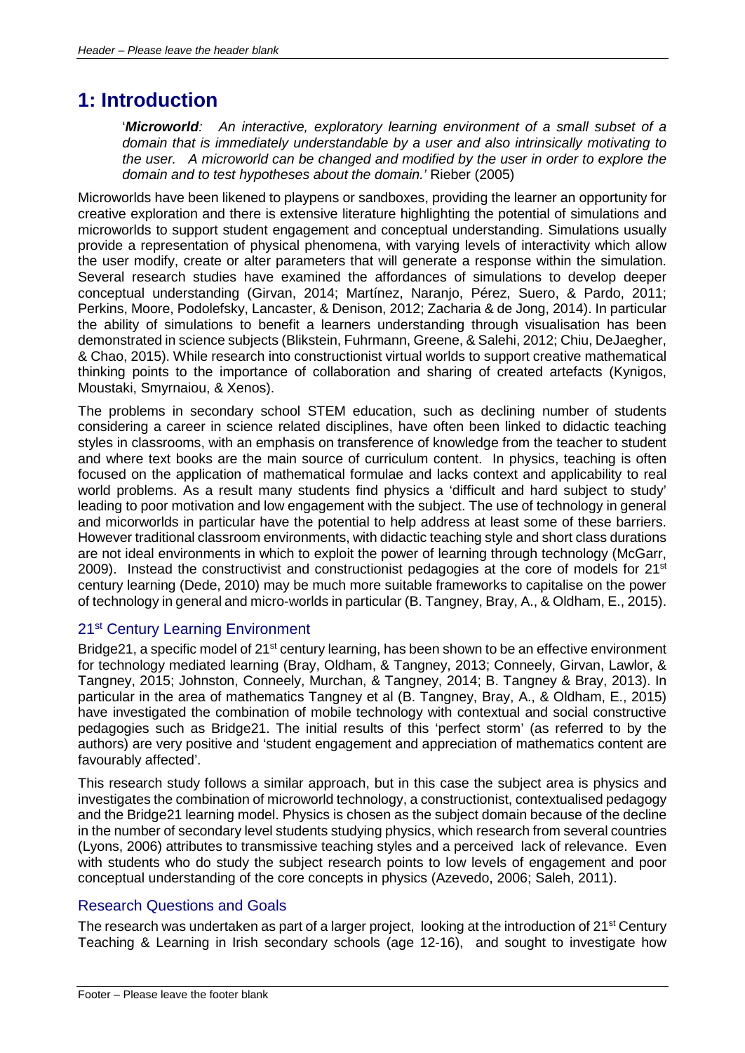# 1: Introduction

> '***Microworld**: An interactive, exploratory learning environment of a small subset of a domain that is immediately understandable by a user and also intrinsically motivating to the user. A microworld can be changed and modified by the user in order to explore the domain and to test hypotheses about the domain.'* Rieber (2005)

Microworlds have been likened to playpens or sandboxes, providing the learner an opportunity for creative exploration and there is extensive literature highlighting the potential of simulations and microworlds to support student engagement and conceptual understanding. Simulations usually provide a representation of physical phenomena, with varying levels of interactivity which allow the user modify, create or alter parameters that will generate a response within the simulation. Several research studies have examined the affordances of simulations to develop deeper conceptual understanding (Girvan, 2014; Martínez, Naranjo, Pérez, Suero, & Pardo, 2011; Perkins, Moore, Podolefsky, Lancaster, & Denison, 2012; Zacharia & de Jong, 2014). In particular the ability of simulations to benefit a learners understanding through visualisation has been demonstrated in science subjects (Blikstein, Fuhrmann, Greene, & Salehi, 2012; Chiu, DeJaegher, & Chao, 2015). While research into constructionist virtual worlds to support creative mathematical thinking points to the importance of collaboration and sharing of created artefacts (Kynigos, Moustaki, Smyrnaiou, & Xenos).

The problems in secondary school STEM education, such as declining number of students considering a career in science related disciplines, have often been linked to didactic teaching styles in classrooms, with an emphasis on transference of knowledge from the teacher to student and where text books are the main source of curriculum content. In physics, teaching is often focused on the application of mathematical formulae and lacks context and applicability to real world problems. As a result many students find physics a 'difficult and hard subject to study' leading to poor motivation and low engagement with the subject. The use of technology in general and micorworlds in particular have the potential to help address at least some of these barriers. However traditional classroom environments, with didactic teaching style and short class durations are not ideal environments in which to exploit the power of learning through technology (McGarr, 2009). Instead the constructivist and constructionist pedagogies at the core of models for 21st century learning (Dede, 2010) may be much more suitable frameworks to capitalise on the power of technology in general and micro-worlds in particular (B. Tangney, Bray, A., & Oldham, E., 2015).

## 21st Century Learning Environment

Bridge21, a specific model of 21st century learning, has been shown to be an effective environment for technology mediated learning (Bray, Oldham, & Tangney, 2013; Conneely, Girvan, Lawlor, & Tangney, 2015; Johnston, Conneely, Murchan, & Tangney, 2014; B. Tangney & Bray, 2013). In particular in the area of mathematics Tangney et al (B. Tangney, Bray, A., & Oldham, E., 2015) have investigated the combination of mobile technology with contextual and social constructive pedagogies such as Bridge21. The initial results of this 'perfect storm' (as referred to by the authors) are very positive and 'student engagement and appreciation of mathematics content are favourably affected'.

This research study follows a similar approach, but in this case the subject area is physics and investigates the combination of microworld technology, a constructionist, contextualised pedagogy and the Bridge21 learning model. Physics is chosen as the subject domain because of the decline in the number of secondary level students studying physics, which research from several countries (Lyons, 2006) attributes to transmissive teaching styles and a perceived lack of relevance. Even with students who do study the subject research points to low levels of engagement and poor conceptual understanding of the core concepts in physics (Azevedo, 2006; Saleh, 2011).

## Research Questions and Goals

The research was undertaken as part of a larger project, looking at the introduction of 21st Century Teaching & Learning in Irish secondary schools (age 12-16), and sought to investigate how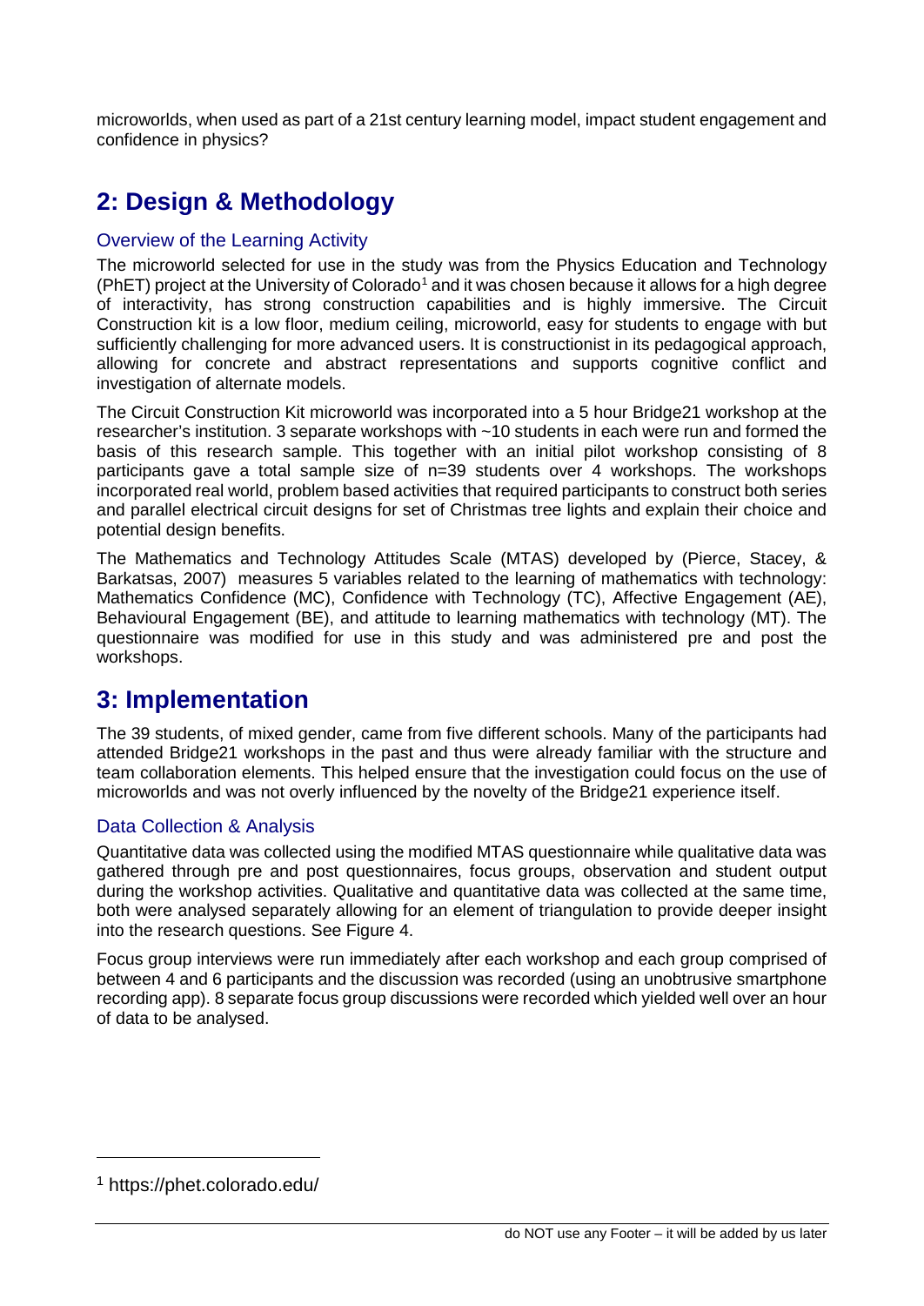microworlds, when used as part of a 21st century learning model, impact student engagement and confidence in physics?

# 2: Design & Methodology

### Overview of the Learning Activity

The microworld selected for use in the study was from the Physics Education and Technology (PhET) project at the University of Colorado[1] and it was chosen because it allows for a high degree of interactivity, has strong construction capabilities and is highly immersive. The Circuit Construction kit is a low floor, medium ceiling, microworld, easy for students to engage with but sufficiently challenging for more advanced users. It is constructionist in its pedagogical approach, allowing for concrete and abstract representations and supports cognitive conflict and investigation of alternate models.

The Circuit Construction Kit microworld was incorporated into a 5 hour Bridge21 workshop at the researcher's institution. 3 separate workshops with ~10 students in each were run and formed the basis of this research sample. This together with an initial pilot workshop consisting of 8 participants gave a total sample size of n=39 students over 4 workshops. The workshops incorporated real world, problem based activities that required participants to construct both series and parallel electrical circuit designs for set of Christmas tree lights and explain their choice and potential design benefits.

The Mathematics and Technology Attitudes Scale (MTAS) developed by (Pierce, Stacey, & Barkatsas, 2007) measures 5 variables related to the learning of mathematics with technology: Mathematics Confidence (MC), Confidence with Technology (TC), Affective Engagement (AE), Behavioural Engagement (BE), and attitude to learning mathematics with technology (MT). The questionnaire was modified for use in this study and was administered pre and post the workshops.

# 3: Implementation

The 39 students, of mixed gender, came from five different schools. Many of the participants had attended Bridge21 workshops in the past and thus were already familiar with the structure and team collaboration elements. This helped ensure that the investigation could focus on the use of microworlds and was not overly influenced by the novelty of the Bridge21 experience itself.

### Data Collection & Analysis

Quantitative data was collected using the modified MTAS questionnaire while qualitative data was gathered through pre and post questionnaires, focus groups, observation and student output during the workshop activities. Qualitative and quantitative data was collected at the same time, both were analysed separately allowing for an element of triangulation to provide deeper insight into the research questions. See Figure 4.

Focus group interviews were run immediately after each workshop and each group comprised of between 4 and 6 participants and the discussion was recorded (using an unobtrusive smartphone recording app). 8 separate focus group discussions were recorded which yielded well over an hour of data to be analysed.

[1] https://phet.colorado.edu/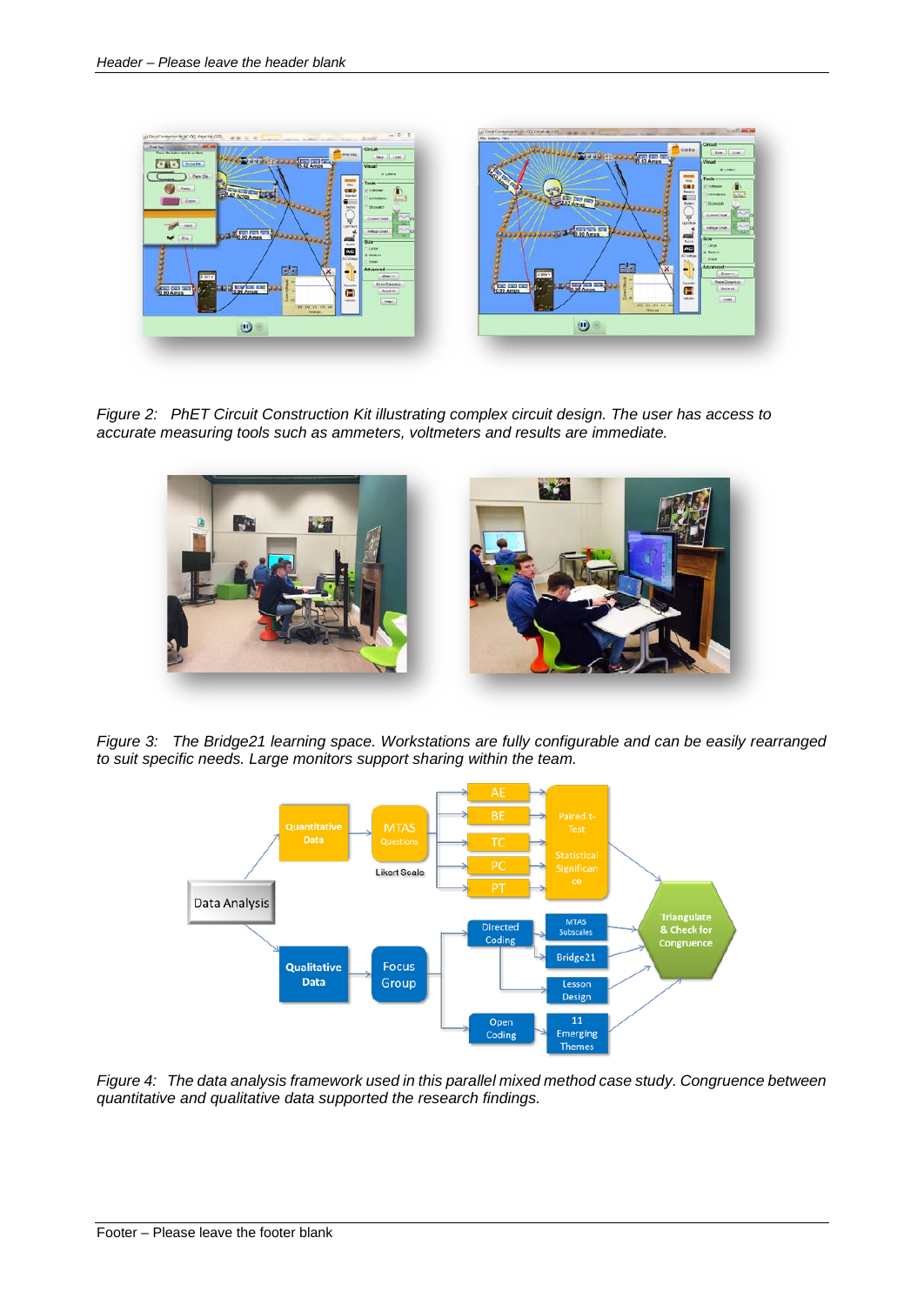Figure 2: PhET Circuit Construction Kit illustrating complex circuit design. The user has access to accurate measuring tools such as ammeters, voltmeters and results are immediate.

Figure 3: The Bridge21 learning space. Workstations are fully configurable and can be easily rearranged to suit specific needs. Large monitors support sharing within the team.

Data Analysis

Quantitative Data

MTAS Questions

Likert Scale

AE

BE

TC

PC

PT

Paired t-Test

Statistical Significance

Qualitative Data

Focus Group

Directed Coding

MTAS Subscales

Bridge21

Lesson Design

Open Coding

11 Emerging Themes

Triangulate & Check for Congruence

Figure 4: The data analysis framework used in this parallel mixed method case study. Congruence between quantitative and qualitative data supported the research findings.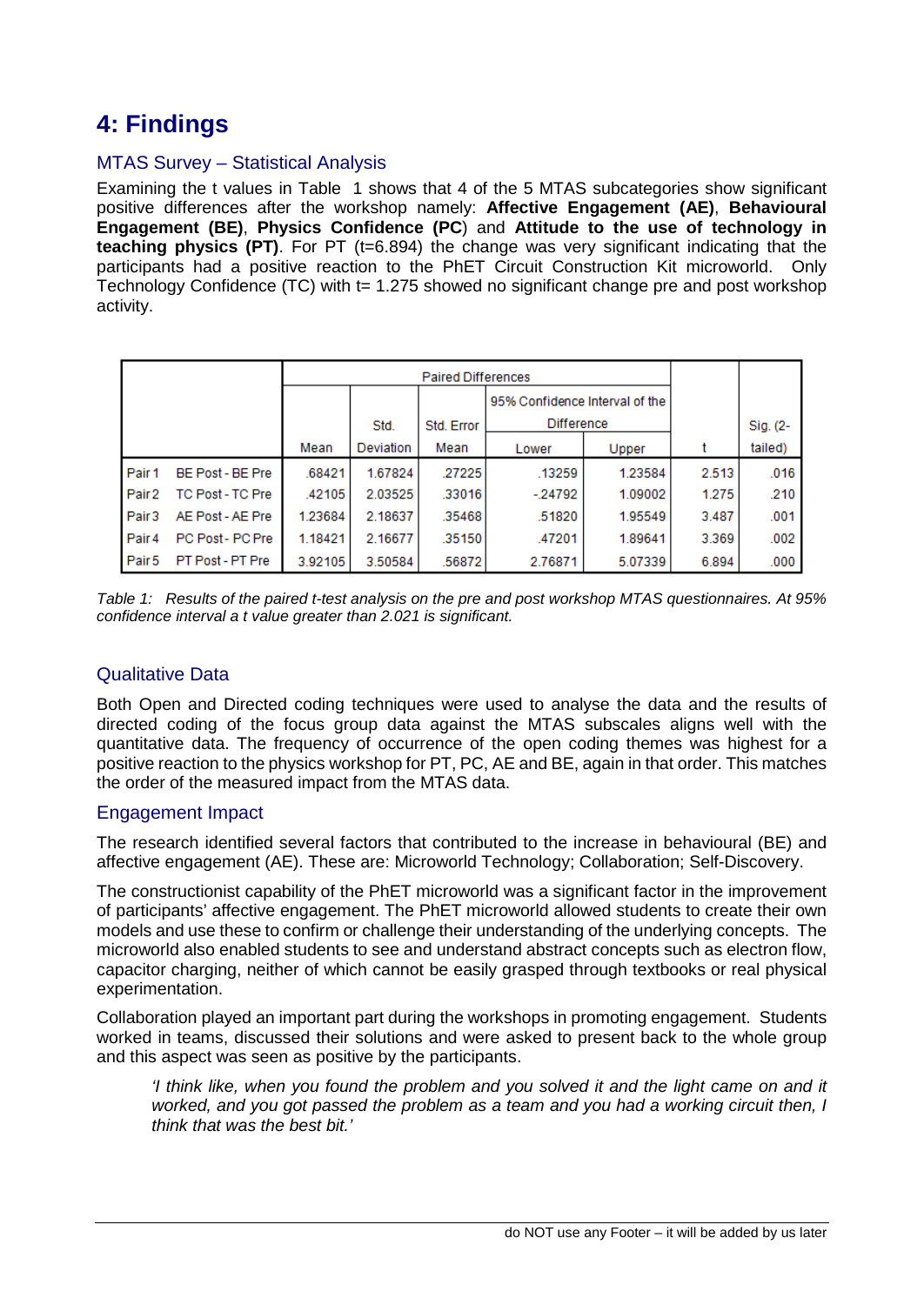# 4: Findings

## MTAS Survey – Statistical Analysis

Examining the t values in Table 1 shows that 4 of the 5 MTAS subcategories show significant positive differences after the workshop namely: **Affective Engagement (AE)**, **Behavioural Engagement (BE)**, **Physics Confidence (PC)** and **Attitude to the use of technology in teaching physics (PT)**. For PT (t=6.894) the change was very significant indicating that the participants had a positive reaction to the PhET Circuit Construction Kit microworld. Only Technology Confidence (TC) with t= 1.275 showed no significant change pre and post workshop activity.

| | | Paired Differences | | | | | | |
|---|---|---|---|---|---|---|---|---|
| | | | | | 95% Confidence Interval of the Difference | | | |
| | | Mean | Std. Deviation | Std. Error Mean | Lower | Upper | t | Sig. (2-tailed) |
| Pair 1 | BE Post - BE Pre | .68421 | 1.67824 | .27225 | .13259 | 1.23584 | 2.513 | .016 |
| Pair 2 | TC Post - TC Pre | .42105 | 2.03525 | .33016 | -.24792 | 1.09002 | 1.275 | .210 |
| Pair 3 | AE Post - AE Pre | 1.23684 | 2.18637 | .35468 | .51820 | 1.95549 | 3.487 | .001 |
| Pair 4 | PC Post - PC Pre | 1.18421 | 2.16677 | .35150 | .47201 | 1.89641 | 3.369 | .002 |
| Pair 5 | PT Post - PT Pre | 3.92105 | 3.50584 | .56872 | 2.76871 | 5.07339 | 6.894 | .000 |

*Table 1: Results of the paired t-test analysis on the pre and post workshop MTAS questionnaires. At 95% confidence interval a t value greater than 2.021 is significant.*

## Qualitative Data

Both Open and Directed coding techniques were used to analyse the data and the results of directed coding of the focus group data against the MTAS subscales aligns well with the quantitative data. The frequency of occurrence of the open coding themes was highest for a positive reaction to the physics workshop for PT, PC, AE and BE, again in that order. This matches the order of the measured impact from the MTAS data.

## Engagement Impact

The research identified several factors that contributed to the increase in behavioural (BE) and affective engagement (AE). These are: Microworld Technology; Collaboration; Self-Discovery.

The constructionist capability of the PhET microworld was a significant factor in the improvement of participants' affective engagement. The PhET microworld allowed students to create their own models and use these to confirm or challenge their understanding of the underlying concepts. The microworld also enabled students to see and understand abstract concepts such as electron flow, capacitor charging, neither of which cannot be easily grasped through textbooks or real physical experimentation.

Collaboration played an important part during the workshops in promoting engagement. Students worked in teams, discussed their solutions and were asked to present back to the whole group and this aspect was seen as positive by the participants.

> *'I think like, when you found the problem and you solved it and the light came on and it worked, and you got passed the problem as a team and you had a working circuit then, I think that was the best bit.'*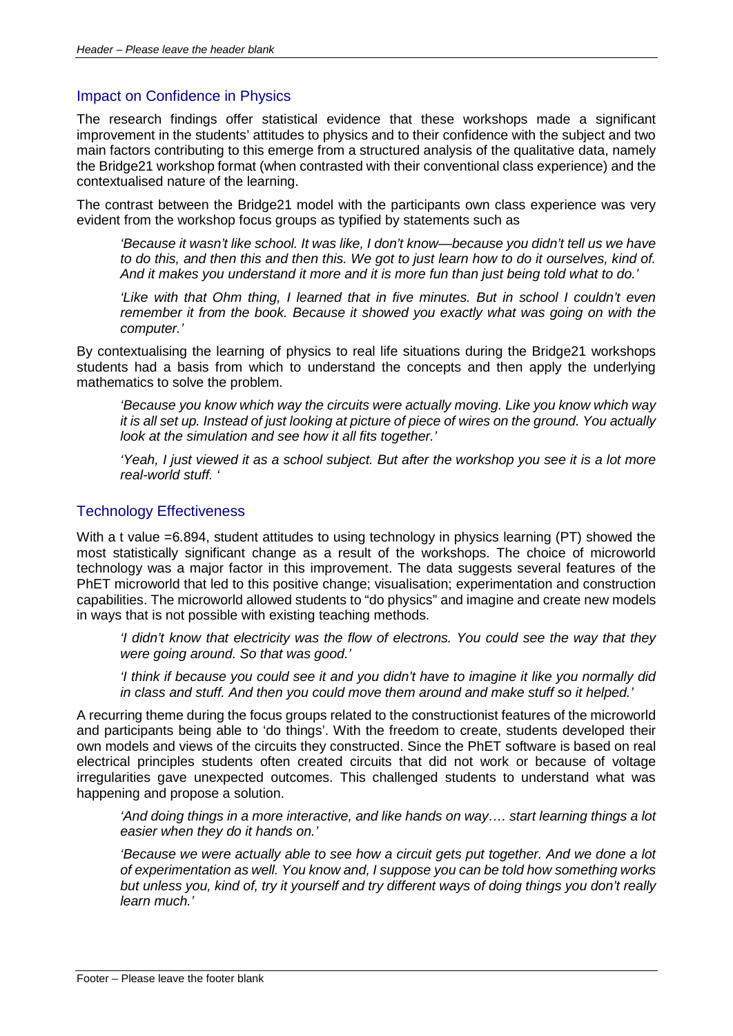## Impact on Confidence in Physics

The research findings offer statistical evidence that these workshops made a significant improvement in the students' attitudes to physics and to their confidence with the subject and two main factors contributing to this emerge from a structured analysis of the qualitative data, namely the Bridge21 workshop format (when contrasted with their conventional class experience) and the contextualised nature of the learning.

The contrast between the Bridge21 model with the participants own class experience was very evident from the workshop focus groups as typified by statements such as

> *'Because it wasn't like school. It was like, I don't know—because you didn't tell us we have to do this, and then this and then this. We got to just learn how to do it ourselves, kind of. And it makes you understand it more and it is more fun than just being told what to do.'*

> *'Like with that Ohm thing, I learned that in five minutes. But in school I couldn't even remember it from the book. Because it showed you exactly what was going on with the computer.'*

By contextualising the learning of physics to real life situations during the Bridge21 workshops students had a basis from which to understand the concepts and then apply the underlying mathematics to solve the problem.

> *'Because you know which way the circuits were actually moving. Like you know which way it is all set up. Instead of just looking at picture of piece of wires on the ground. You actually look at the simulation and see how it all fits together.'*

> *'Yeah, I just viewed it as a school subject. But after the workshop you see it is a lot more real-world stuff. '*

## Technology Effectiveness

With a t value =6.894, student attitudes to using technology in physics learning (PT) showed the most statistically significant change as a result of the workshops. The choice of microworld technology was a major factor in this improvement. The data suggests several features of the PhET microworld that led to this positive change; visualisation; experimentation and construction capabilities. The microworld allowed students to "do physics" and imagine and create new models in ways that is not possible with existing teaching methods.

> *'I didn't know that electricity was the flow of electrons. You could see the way that they were going around. So that was good.'*

> *'I think if because you could see it and you didn't have to imagine it like you normally did in class and stuff. And then you could move them around and make stuff so it helped.'*

A recurring theme during the focus groups related to the constructionist features of the microworld and participants being able to 'do things'. With the freedom to create, students developed their own models and views of the circuits they constructed. Since the PhET software is based on real electrical principles students often created circuits that did not work or because of voltage irregularities gave unexpected outcomes. This challenged students to understand what was happening and propose a solution.

> *'And doing things in a more interactive, and like hands on way…. start learning things a lot easier when they do it hands on.'*

> *'Because we were actually able to see how a circuit gets put together. And we done a lot of experimentation as well. You know and, I suppose you can be told how something works but unless you, kind of, try it yourself and try different ways of doing things you don't really learn much.'*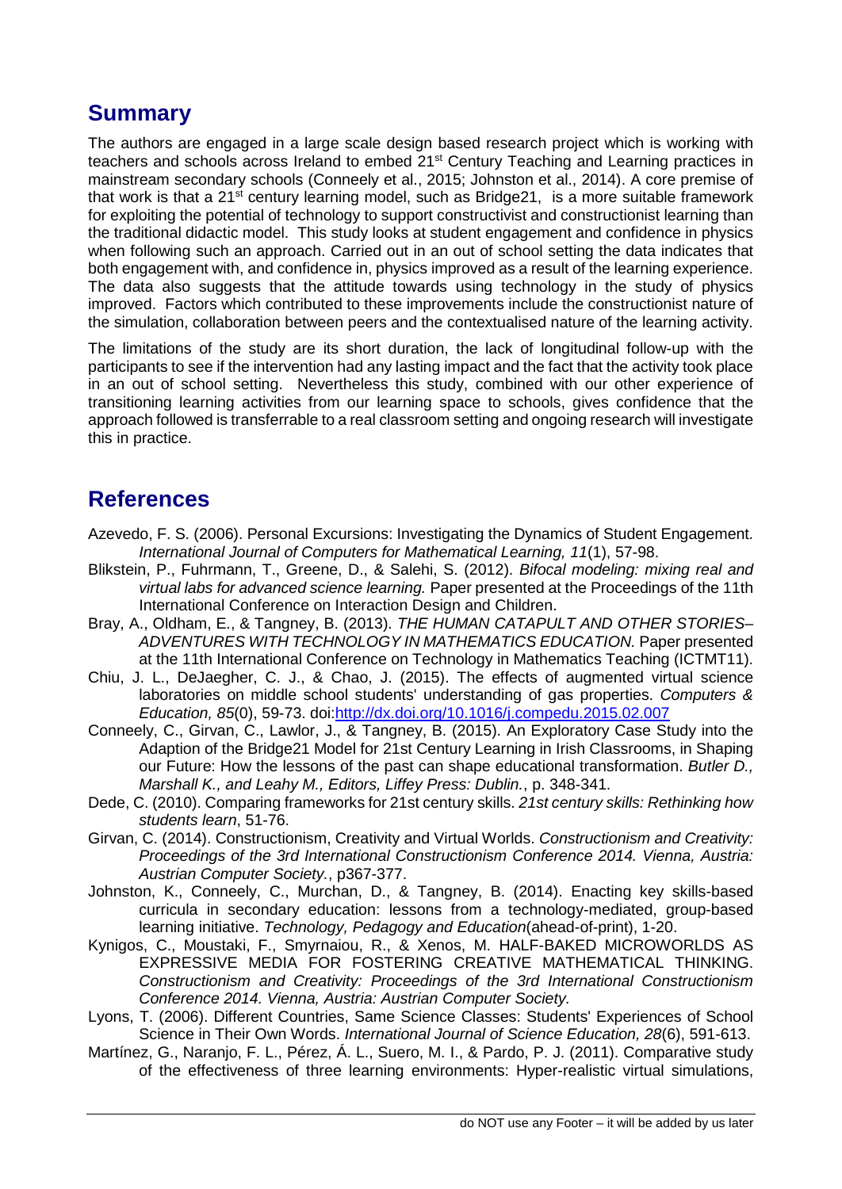## Summary

The authors are engaged in a large scale design based research project which is working with teachers and schools across Ireland to embed 21st Century Teaching and Learning practices in mainstream secondary schools (Conneely et al., 2015; Johnston et al., 2014). A core premise of that work is that a 21st century learning model, such as Bridge21, is a more suitable framework for exploiting the potential of technology to support constructivist and constructionist learning than the traditional didactic model. This study looks at student engagement and confidence in physics when following such an approach. Carried out in an out of school setting the data indicates that both engagement with, and confidence in, physics improved as a result of the learning experience. The data also suggests that the attitude towards using technology in the study of physics improved. Factors which contributed to these improvements include the constructionist nature of the simulation, collaboration between peers and the contextualised nature of the learning activity.

The limitations of the study are its short duration, the lack of longitudinal follow-up with the participants to see if the intervention had any lasting impact and the fact that the activity took place in an out of school setting. Nevertheless this study, combined with our other experience of transitioning learning activities from our learning space to schools, gives confidence that the approach followed is transferrable to a real classroom setting and ongoing research will investigate this in practice.

## References

Azevedo, F. S. (2006). Personal Excursions: Investigating the Dynamics of Student Engagement. *International Journal of Computers for Mathematical Learning, 11*(1), 57-98.

Blikstein, P., Fuhrmann, T., Greene, D., & Salehi, S. (2012). *Bifocal modeling: mixing real and virtual labs for advanced science learning.* Paper presented at the Proceedings of the 11th International Conference on Interaction Design and Children.

Bray, A., Oldham, E., & Tangney, B. (2013). *THE HUMAN CATAPULT AND OTHER STORIES– ADVENTURES WITH TECHNOLOGY IN MATHEMATICS EDUCATION.* Paper presented at the 11th International Conference on Technology in Mathematics Teaching (ICTMT11).

Chiu, J. L., DeJaegher, C. J., & Chao, J. (2015). The effects of augmented virtual science laboratories on middle school students' understanding of gas properties. *Computers & Education, 85*(0), 59-73. doi:http://dx.doi.org/10.1016/j.compedu.2015.02.007

Conneely, C., Girvan, C., Lawlor, J., & Tangney, B. (2015). An Exploratory Case Study into the Adaption of the Bridge21 Model for 21st Century Learning in Irish Classrooms, in Shaping our Future: How the lessons of the past can shape educational transformation. *Butler D., Marshall K., and Leahy M., Editors, Liffey Press: Dublin.*, p. 348-341.

Dede, C. (2010). Comparing frameworks for 21st century skills. *21st century skills: Rethinking how students learn*, 51-76.

Girvan, C. (2014). Constructionism, Creativity and Virtual Worlds. *Constructionism and Creativity: Proceedings of the 3rd International Constructionism Conference 2014. Vienna, Austria: Austrian Computer Society.*, p367-377.

Johnston, K., Conneely, C., Murchan, D., & Tangney, B. (2014). Enacting key skills-based curricula in secondary education: lessons from a technology-mediated, group-based learning initiative. *Technology, Pedagogy and Education*(ahead-of-print), 1-20.

Kynigos, C., Moustaki, F., Smyrnaiou, R., & Xenos, M. HALF-BAKED MICROWORLDS AS EXPRESSIVE MEDIA FOR FOSTERING CREATIVE MATHEMATICAL THINKING. *Constructionism and Creativity: Proceedings of the 3rd International Constructionism Conference 2014. Vienna, Austria: Austrian Computer Society.*

Lyons, T. (2006). Different Countries, Same Science Classes: Students' Experiences of School Science in Their Own Words. *International Journal of Science Education, 28*(6), 591-613.

Martínez, G., Naranjo, F. L., Pérez, Á. L., Suero, M. I., & Pardo, P. J. (2011). Comparative study of the effectiveness of three learning environments: Hyper-realistic virtual simulations,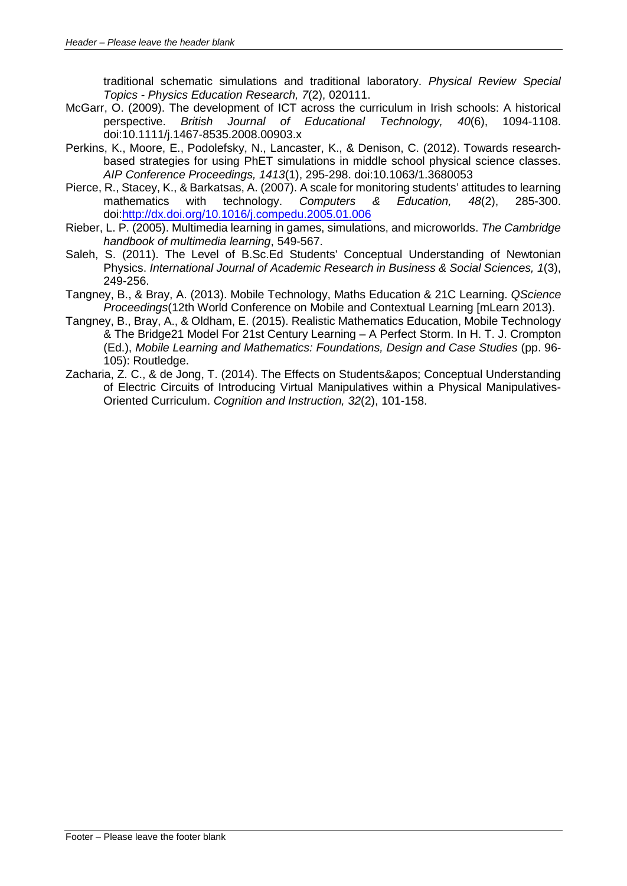traditional schematic simulations and traditional laboratory. *Physical Review Special Topics - Physics Education Research, 7*(2), 020111.

McGarr, O. (2009). The development of ICT across the curriculum in Irish schools: A historical perspective. *British Journal of Educational Technology, 40*(6), 1094-1108. doi:10.1111/j.1467-8535.2008.00903.x

Perkins, K., Moore, E., Podolefsky, N., Lancaster, K., & Denison, C. (2012). Towards research-based strategies for using PhET simulations in middle school physical science classes. *AIP Conference Proceedings, 1413*(1), 295-298. doi:10.1063/1.3680053

Pierce, R., Stacey, K., & Barkatsas, A. (2007). A scale for monitoring students' attitudes to learning mathematics with technology. *Computers & Education, 48*(2), 285-300. doi:http://dx.doi.org/10.1016/j.compedu.2005.01.006

Rieber, L. P. (2005). Multimedia learning in games, simulations, and microworlds. *The Cambridge handbook of multimedia learning*, 549-567.

Saleh, S. (2011). The Level of B.Sc.Ed Students' Conceptual Understanding of Newtonian Physics. *International Journal of Academic Research in Business & Social Sciences, 1*(3), 249-256.

Tangney, B., & Bray, A. (2013). Mobile Technology, Maths Education & 21C Learning. *QScience Proceedings*(12th World Conference on Mobile and Contextual Learning [mLearn 2013).

Tangney, B., Bray, A., & Oldham, E. (2015). Realistic Mathematics Education, Mobile Technology & The Bridge21 Model For 21st Century Learning – A Perfect Storm. In H. T. J. Crompton (Ed.), *Mobile Learning and Mathematics: Foundations, Design and Case Studies* (pp. 96-105): Routledge.

Zacharia, Z. C., & de Jong, T. (2014). The Effects on Students&apos; Conceptual Understanding of Electric Circuits of Introducing Virtual Manipulatives within a Physical Manipulatives-Oriented Curriculum. *Cognition and Instruction, 32*(2), 101-158.